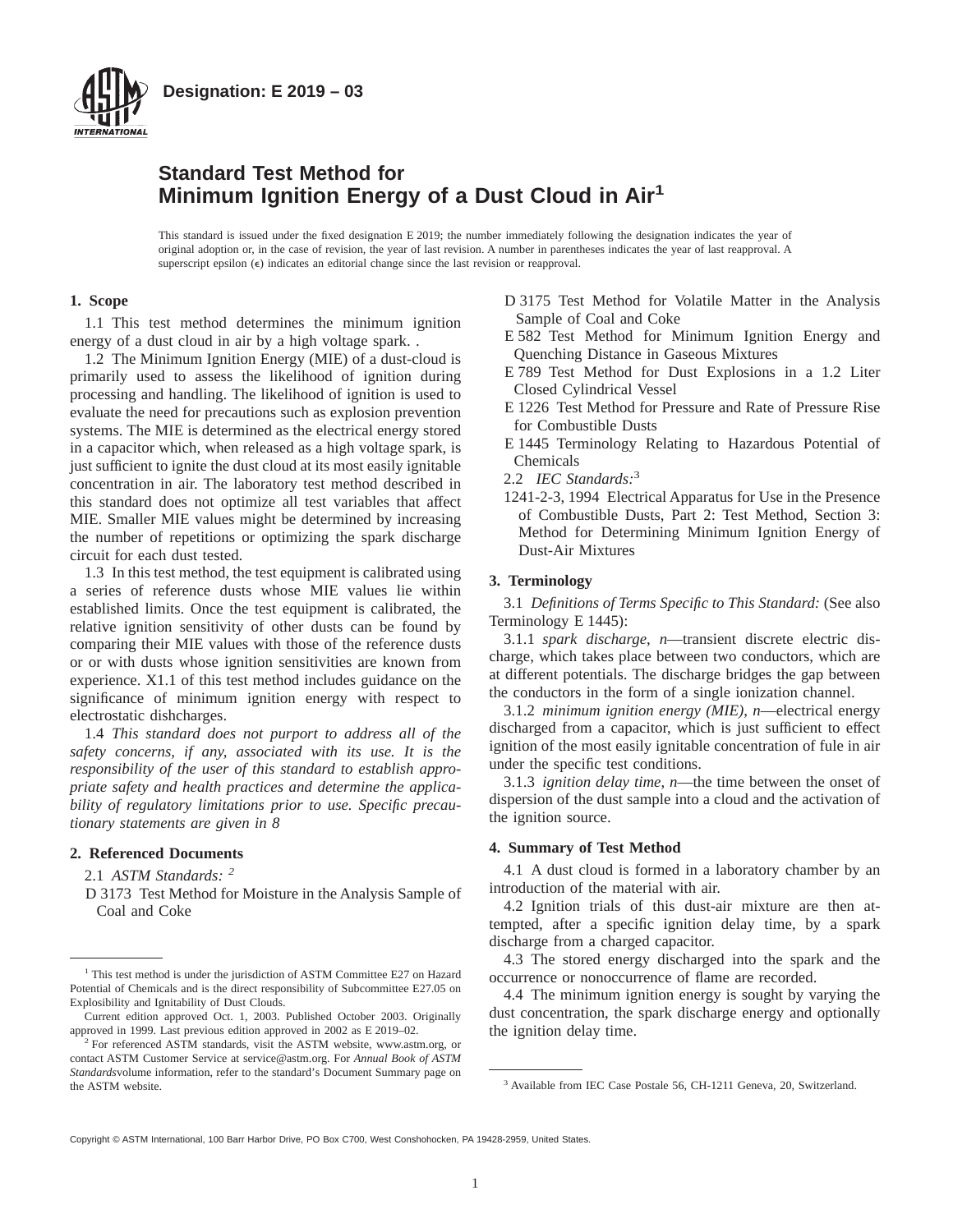**Designation: E 2019 – 03**

# Standard Test Method for Minimum Ignition Energy of a Dust Cloud in Air[1]

This standard is issued under the fixed designation E 2019; the number immediately following the designation indicates the year of original adoption or, in the case of revision, the year of last revision. A number in parentheses indicates the year of last reapproval. A superscript epsilon (ϵ) indicates an editorial change since the last revision or reapproval.

## 1. Scope

1.1 This test method determines the minimum ignition energy of a dust cloud in air by a high voltage spark. .

1.2 The Minimum Ignition Energy (MIE) of a dust-cloud is primarily used to assess the likelihood of ignition during processing and handling. The likelihood of ignition is used to evaluate the need for precautions such as explosion prevention systems. The MIE is determined as the electrical energy stored in a capacitor which, when released as a high voltage spark, is just sufficient to ignite the dust cloud at its most easily ignitable concentration in air. The laboratory test method described in this standard does not optimize all test variables that affect MIE. Smaller MIE values might be determined by increasing the number of repetitions or optimizing the spark discharge circuit for each dust tested.

1.3 In this test method, the test equipment is calibrated using a series of reference dusts whose MIE values lie within established limits. Once the test equipment is calibrated, the relative ignition sensitivity of other dusts can be found by comparing their MIE values with those of the reference dusts or or with dusts whose ignition sensitivities are known from experience. X1.1 of this test method includes guidance on the significance of minimum ignition energy with respect to electrostatic dishcharges.

1.4 *This standard does not purport to address all of the safety concerns, if any, associated with its use. It is the responsibility of the user of this standard to establish appropriate safety and health practices and determine the applicability of regulatory limitations prior to use. Specific precautionary statements are given in 8*

## 2. Referenced Documents

2.1 *ASTM Standards:* [2]

D 3173 Test Method for Moisture in the Analysis Sample of Coal and Coke

D 3175 Test Method for Volatile Matter in the Analysis Sample of Coal and Coke

E 582 Test Method for Minimum Ignition Energy and Quenching Distance in Gaseous Mixtures

E 789 Test Method for Dust Explosions in a 1.2 Liter Closed Cylindrical Vessel

E 1226 Test Method for Pressure and Rate of Pressure Rise for Combustible Dusts

E 1445 Terminology Relating to Hazardous Potential of Chemicals

2.2 *IEC Standards:*[3]

1241-2-3, 1994 Electrical Apparatus for Use in the Presence of Combustible Dusts, Part 2: Test Method, Section 3: Method for Determining Minimum Ignition Energy of Dust-Air Mixtures

## 3. Terminology

3.1 *Definitions of Terms Specific to This Standard:* (See also Terminology E 1445):

3.1.1 *spark discharge, n*—transient discrete electric discharge, which takes place between two conductors, which are at different potentials. The discharge bridges the gap between the conductors in the form of a single ionization channel.

3.1.2 *minimum ignition energy (MIE), n*—electrical energy discharged from a capacitor, which is just sufficient to effect ignition of the most easily ignitable concentration of fule in air under the specific test conditions.

3.1.3 *ignition delay time, n*—the time between the onset of dispersion of the dust sample into a cloud and the activation of the ignition source.

## 4. Summary of Test Method

4.1 A dust cloud is formed in a laboratory chamber by an introduction of the material with air.

4.2 Ignition trials of this dust-air mixture are then attempted, after a specific ignition delay time, by a spark discharge from a charged capacitor.

4.3 The stored energy discharged into the spark and the occurrence or nonoccurrence of flame are recorded.

4.4 The minimum ignition energy is sought by varying the dust concentration, the spark discharge energy and optionally the ignition delay time.

---

[1] This test method is under the jurisdiction of ASTM Committee E27 on Hazard Potential of Chemicals and is the direct responsibility of Subcommittee E27.05 on Explosibility and Ignitability of Dust Clouds.

Current edition approved Oct. 1, 2003. Published October 2003. Originally approved in 1999. Last previous edition approved in 2002 as E 2019–02.

[2] For referenced ASTM standards, visit the ASTM website, www.astm.org, or contact ASTM Customer Service at service@astm.org. For *Annual Book of ASTM Standards*volume information, refer to the standard's Document Summary page on the ASTM website.

[3] Available from IEC Case Postale 56, CH-1211 Geneva, 20, Switzerland.

Copyright © ASTM International, 100 Barr Harbor Drive, PO Box C700, West Conshohocken, PA 19428-2959, United States.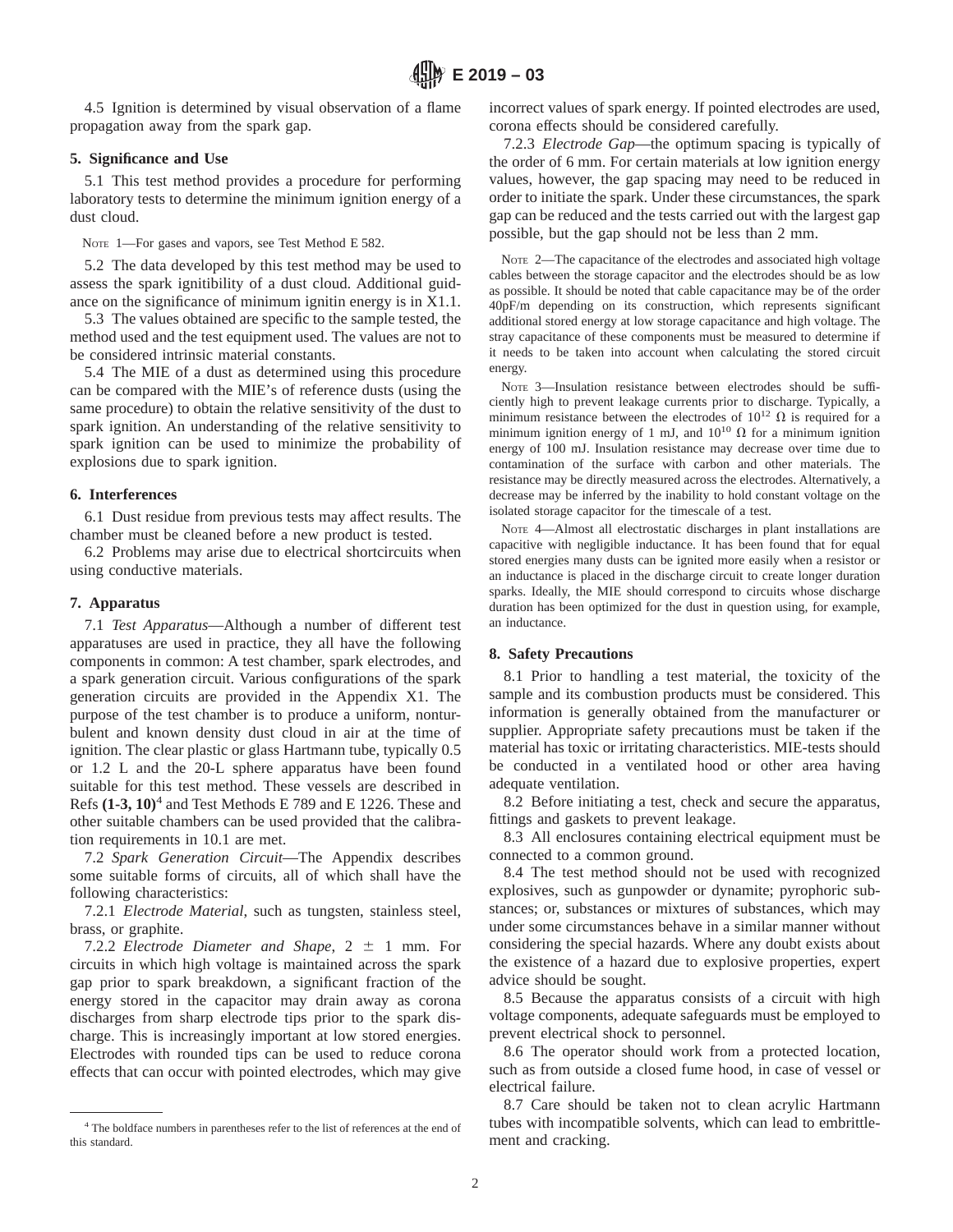4.5 Ignition is determined by visual observation of a flame propagation away from the spark gap.

## 5. Significance and Use

5.1 This test method provides a procedure for performing laboratory tests to determine the minimum ignition energy of a dust cloud.

NOTE 1—For gases and vapors, see Test Method E 582.

5.2 The data developed by this test method may be used to assess the spark ignitibility of a dust cloud. Additional guidance on the significance of minimum ignitin energy is in X1.1.

5.3 The values obtained are specific to the sample tested, the method used and the test equipment used. The values are not to be considered intrinsic material constants.

5.4 The MIE of a dust as determined using this procedure can be compared with the MIE's of reference dusts (using the same procedure) to obtain the relative sensitivity of the dust to spark ignition. An understanding of the relative sensitivity to spark ignition can be used to minimize the probability of explosions due to spark ignition.

## 6. Interferences

6.1 Dust residue from previous tests may affect results. The chamber must be cleaned before a new product is tested.

6.2 Problems may arise due to electrical shortcircuits when using conductive materials.

## 7. Apparatus

7.1 *Test Apparatus*—Although a number of different test apparatuses are used in practice, they all have the following components in common: A test chamber, spark electrodes, and a spark generation circuit. Various configurations of the spark generation circuits are provided in the Appendix X1. The purpose of the test chamber is to produce a uniform, nonturbulent and known density dust cloud in air at the time of ignition. The clear plastic or glass Hartmann tube, typically 0.5 or 1.2 L and the 20-L sphere apparatus have been found suitable for this test method. These vessels are described in Refs **(1-3, 10)**[4] and Test Methods E 789 and E 1226. These and other suitable chambers can be used provided that the calibration requirements in 10.1 are met.

7.2 *Spark Generation Circuit*—The Appendix describes some suitable forms of circuits, all of which shall have the following characteristics:

7.2.1 *Electrode Material*, such as tungsten, stainless steel, brass, or graphite.

7.2.2 *Electrode Diameter and Shape*, 2 ± 1 mm. For circuits in which high voltage is maintained across the spark gap prior to spark breakdown, a significant fraction of the energy stored in the capacitor may drain away as corona discharges from sharp electrode tips prior to the spark discharge. This is increasingly important at low stored energies. Electrodes with rounded tips can be used to reduce corona effects that can occur with pointed electrodes, which may give incorrect values of spark energy. If pointed electrodes are used, corona effects should be considered carefully.

7.2.3 *Electrode Gap*—the optimum spacing is typically of the order of 6 mm. For certain materials at low ignition energy values, however, the gap spacing may need to be reduced in order to initiate the spark. Under these circumstances, the spark gap can be reduced and the tests carried out with the largest gap possible, but the gap should not be less than 2 mm.

NOTE 2—The capacitance of the electrodes and associated high voltage cables between the storage capacitor and the electrodes should be as low as possible. It should be noted that cable capacitance may be of the order 40pF/m depending on its construction, which represents significant additional stored energy at low storage capacitance and high voltage. The stray capacitance of these components must be measured to determine if it needs to be taken into account when calculating the stored circuit energy.

NOTE 3—Insulation resistance between electrodes should be sufficiently high to prevent leakage currents prior to discharge. Typically, a minimum resistance between the electrodes of $10^{12}$ Ω is required for a minimum ignition energy of 1 mJ, and $10^{10}$ Ω for a minimum ignition energy of 100 mJ. Insulation resistance may decrease over time due to contamination of the surface with carbon and other materials. The resistance may be directly measured across the electrodes. Alternatively, a decrease may be inferred by the inability to hold constant voltage on the isolated storage capacitor for the timescale of a test.

NOTE 4—Almost all electrostatic discharges in plant installations are capacitive with negligible inductance. It has been found that for equal stored energies many dusts can be ignited more easily when a resistor or an inductance is placed in the discharge circuit to create longer duration sparks. Ideally, the MIE should correspond to circuits whose discharge duration has been optimized for the dust in question using, for example, an inductance.

## 8. Safety Precautions

8.1 Prior to handling a test material, the toxicity of the sample and its combustion products must be considered. This information is generally obtained from the manufacturer or supplier. Appropriate safety precautions must be taken if the material has toxic or irritating characteristics. MIE-tests should be conducted in a ventilated hood or other area having adequate ventilation.

8.2 Before initiating a test, check and secure the apparatus, fittings and gaskets to prevent leakage.

8.3 All enclosures containing electrical equipment must be connected to a common ground.

8.4 The test method should not be used with recognized explosives, such as gunpowder or dynamite; pyrophoric substances; or, substances or mixtures of substances, which may under some circumstances behave in a similar manner without considering the special hazards. Where any doubt exists about the existence of a hazard due to explosive properties, expert advice should be sought.

8.5 Because the apparatus consists of a circuit with high voltage components, adequate safeguards must be employed to prevent electrical shock to personnel.

8.6 The operator should work from a protected location, such as from outside a closed fume hood, in case of vessel or electrical failure.

8.7 Care should be taken not to clean acrylic Hartmann tubes with incompatible solvents, which can lead to embrittlement and cracking.

[4] The boldface numbers in parentheses refer to the list of references at the end of this standard.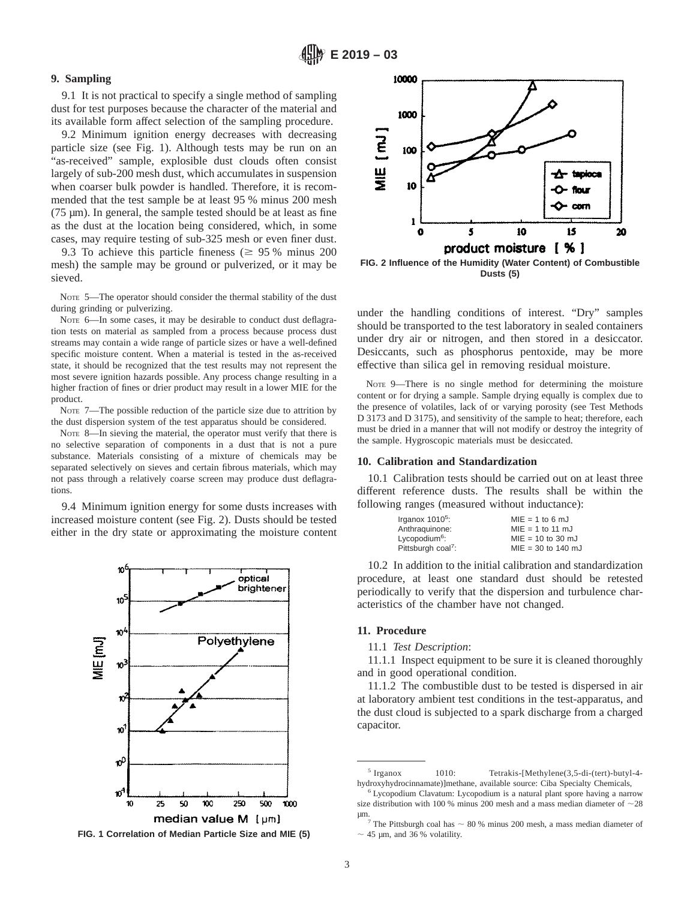## 9. Sampling

9.1 It is not practical to specify a single method of sampling dust for test purposes because the character of the material and its available form affect selection of the sampling procedure.

9.2 Minimum ignition energy decreases with decreasing particle size (see Fig. 1). Although tests may be run on an "as-received" sample, explosible dust clouds often consist largely of sub-200 mesh dust, which accumulates in suspension when coarser bulk powder is handled. Therefore, it is recommended that the test sample be at least 95 % minus 200 mesh (75 µm). In general, the sample tested should be at least as fine as the dust at the location being considered, which, in some cases, may require testing of sub-325 mesh or even finer dust.

9.3 To achieve this particle fineness (≥ 95 % minus 200 mesh) the sample may be ground or pulverized, or it may be sieved.

NOTE 5—The operator should consider the thermal stability of the dust during grinding or pulverizing.

NOTE 6—In some cases, it may be desirable to conduct dust deflagration tests on material as sampled from a process because process dust streams may contain a wide range of particle sizes or have a well-defined specific moisture content. When a material is tested in the as-received state, it should be recognized that the test results may not represent the most severe ignition hazards possible. Any process change resulting in a higher fraction of fines or drier product may result in a lower MIE for the product.

NOTE 7—The possible reduction of the particle size due to attrition by the dust dispersion system of the test apparatus should be considered.

NOTE 8—In sieving the material, the operator must verify that there is no selective separation of components in a dust that is not a pure substance. Materials consisting of a mixture of chemicals may be separated selectively on sieves and certain fibrous materials, which may not pass through a relatively coarse screen may produce dust deflagrations.

9.4 Minimum ignition energy for some dusts increases with increased moisture content (see Fig. 2). Dusts should be tested either in the dry state or approximating the moisture content under the handling conditions of interest. "Dry" samples should be transported to the test laboratory in sealed containers under dry air or nitrogen, and then stored in a desiccator. Desiccants, such as phosphorus pentoxide, may be more effective than silica gel in removing residual moisture.

FIG. 1 Correlation of Median Particle Size and MIE (5)

FIG. 2 Influence of the Humidity (Water Content) of Combustible Dusts (5)

NOTE 9—There is no single method for determining the moisture content or for drying a sample. Sample drying equally is complex due to the presence of volatiles, lack of or varying porosity (see Test Methods D 3173 and D 3175), and sensitivity of the sample to heat; therefore, each must be dried in a manner that will not modify or destroy the integrity of the sample. Hygroscopic materials must be desiccated.

## 10. Calibration and Standardization

10.1 Calibration tests should be carried out on at least three different reference dusts. The results shall be within the following ranges (measured without inductance):

| | |
|---|---|
| Irganox 1010[5]: | MIE = 1 to 6 mJ |
| Anthraquinone: | MIE = 1 to 11 mJ |
| Lycopodium[6]: | MIE = 10 to 30 mJ |
| Pittsburgh coal[7]: | MIE = 30 to 140 mJ |

10.2 In addition to the initial calibration and standardization procedure, at least one standard dust should be retested periodically to verify that the dispersion and turbulence characteristics of the chamber have not changed.

## 11. Procedure

11.1 *Test Description*:

11.1.1 Inspect equipment to be sure it is cleaned thoroughly and in good operational condition.

11.1.2 The combustible dust to be tested is dispersed in air at laboratory ambient test conditions in the test-apparatus, and the dust cloud is subjected to a spark discharge from a charged capacitor.

---

[5] Irganox 1010: Tetrakis-[Methylene(3,5-di-(tert)-butyl-4-hydroxyhydrocinnamate)]methane, available source: Ciba Specialty Chemicals,

[6] Lycopodium Clavatum: Lycopodium is a natural plant spore having a narrow size distribution with 100 % minus 200 mesh and a mass median diameter of ~28 µm.

[7] The Pittsburgh coal has ~ 80 % minus 200 mesh, a mass median diameter of ~ 45 µm, and 36 % volatility.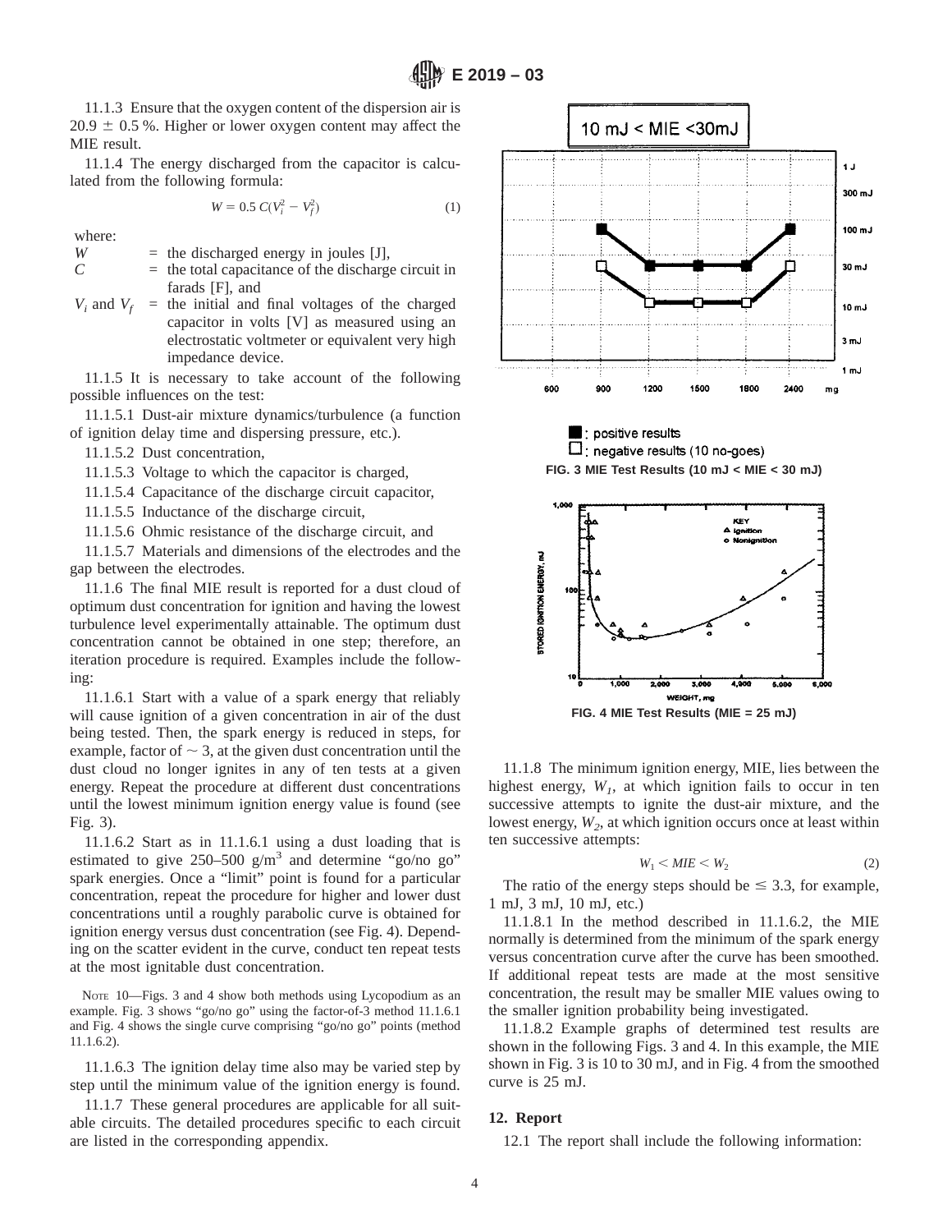11.1.3 Ensure that the oxygen content of the dispersion air is 20.9 ± 0.5 %. Higher or lower oxygen content may affect the MIE result.

11.1.4 The energy discharged from the capacitor is calculated from the following formula:

$$W = 0.5\, C(V_i^2 - V_f^2) \tag{1}$$

where:

$W$ = the discharged energy in joules [J],
$C$ = the total capacitance of the discharge circuit in farads [F], and
$V_i$ and $V_f$ = the initial and final voltages of the charged capacitor in volts [V] as measured using an electrostatic voltmeter or equivalent very high impedance device.

11.1.5 It is necessary to take account of the following possible influences on the test:

11.1.5.1 Dust-air mixture dynamics/turbulence (a function of ignition delay time and dispersing pressure, etc.).

11.1.5.2 Dust concentration,

11.1.5.3 Voltage to which the capacitor is charged,

11.1.5.4 Capacitance of the discharge circuit capacitor,

11.1.5.5 Inductance of the discharge circuit,

11.1.5.6 Ohmic resistance of the discharge circuit, and

11.1.5.7 Materials and dimensions of the electrodes and the gap between the electrodes.

11.1.6 The final MIE result is reported for a dust cloud of optimum dust concentration for ignition and having the lowest turbulence level experimentally attainable. The optimum dust concentration cannot be obtained in one step; therefore, an iteration procedure is required. Examples include the following:

11.1.6.1 Start with a value of a spark energy that reliably will cause ignition of a given concentration in air of the dust being tested. Then, the spark energy is reduced in steps, for example, factor of ~ 3, at the given dust concentration until the dust cloud no longer ignites in any of ten tests at a given energy. Repeat the procedure at different dust concentrations until the lowest minimum ignition energy value is found (see Fig. 3).

11.1.6.2 Start as in 11.1.6.1 using a dust loading that is estimated to give 250–500 g/m$^3$ and determine "go/no go" spark energies. Once a "limit" point is found for a particular concentration, repeat the procedure for higher and lower dust concentrations until a roughly parabolic curve is obtained for ignition energy versus dust concentration (see Fig. 4). Depending on the scatter evident in the curve, conduct ten repeat tests at the most ignitable dust concentration.

NOTE 10—Figs. 3 and 4 show both methods using Lycopodium as an example. Fig. 3 shows "go/no go" using the factor-of-3 method 11.1.6.1 and Fig. 4 shows the single curve comprising "go/no go" points (method 11.1.6.2).

11.1.6.3 The ignition delay time also may be varied step by step until the minimum value of the ignition energy is found.

11.1.7 These general procedures are applicable for all suitable circuits. The detailed procedures specific to each circuit are listed in the corresponding appendix.

■ : positive results
□ : negative results (10 no-goes)

**FIG. 3 MIE Test Results (10 mJ < MIE < 30 mJ)**

**FIG. 4 MIE Test Results (MIE = 25 mJ)**

11.1.8 The minimum ignition energy, MIE, lies between the highest energy, $W_1$, at which ignition fails to occur in ten successive attempts to ignite the dust-air mixture, and the lowest energy, $W_2$, at which ignition occurs once at least within ten successive attempts:

$$W_1 < MIE < W_2 \tag{2}$$

The ratio of the energy steps should be ≤ 3.3, for example, 1 mJ, 3 mJ, 10 mJ, etc.)

11.1.8.1 In the method described in 11.1.6.2, the MIE normally is determined from the minimum of the spark energy versus concentration curve after the curve has been smoothed. If additional repeat tests are made at the most sensitive concentration, the result may be smaller MIE values owing to the smaller ignition probability being investigated.

11.1.8.2 Example graphs of determined test results are shown in the following Figs. 3 and 4. In this example, the MIE shown in Fig. 3 is 10 to 30 mJ, and in Fig. 4 from the smoothed curve is 25 mJ.

## 12. Report

12.1 The report shall include the following information: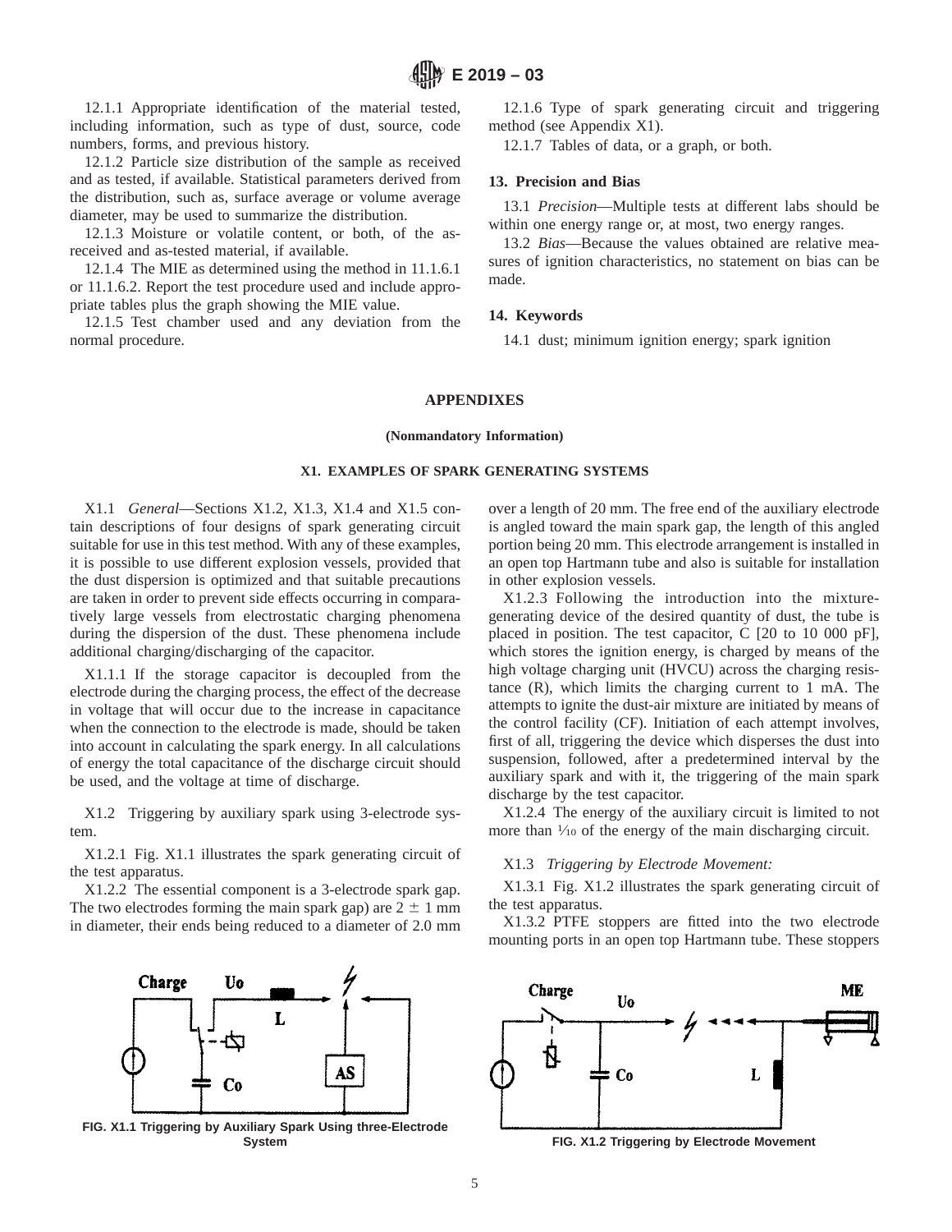12.1.1 Appropriate identification of the material tested, including information, such as type of dust, source, code numbers, forms, and previous history.

12.1.2 Particle size distribution of the sample as received and as tested, if available. Statistical parameters derived from the distribution, such as, surface average or volume average diameter, may be used to summarize the distribution.

12.1.3 Moisture or volatile content, or both, of the as-received and as-tested material, if available.

12.1.4 The MIE as determined using the method in 11.1.6.1 or 11.1.6.2. Report the test procedure used and include appropriate tables plus the graph showing the MIE value.

12.1.5 Test chamber used and any deviation from the normal procedure.

12.1.6 Type of spark generating circuit and triggering method (see Appendix X1).

12.1.7 Tables of data, or a graph, or both.

## 13. Precision and Bias

13.1 *Precision*—Multiple tests at different labs should be within one energy range or, at most, two energy ranges.

13.2 *Bias*—Because the values obtained are relative measures of ignition characteristics, no statement on bias can be made.

## 14. Keywords

14.1 dust; minimum ignition energy; spark ignition

## APPENDIXES

**(Nonmandatory Information)**

### X1. EXAMPLES OF SPARK GENERATING SYSTEMS

X1.1 *General*—Sections X1.2, X1.3, X1.4 and X1.5 contain descriptions of four designs of spark generating circuit suitable for use in this test method. With any of these examples, it is possible to use different explosion vessels, provided that the dust dispersion is optimized and that suitable precautions are taken in order to prevent side effects occurring in comparatively large vessels from electrostatic charging phenomena during the dispersion of the dust. These phenomena include additional charging/discharging of the capacitor.

X1.1.1 If the storage capacitor is decoupled from the electrode during the charging process, the effect of the decrease in voltage that will occur due to the increase in capacitance when the connection to the electrode is made, should be taken into account in calculating the spark energy. In all calculations of energy the total capacitance of the discharge circuit should be used, and the voltage at time of discharge.

X1.2 Triggering by auxiliary spark using 3-electrode system.

X1.2.1 Fig. X1.1 illustrates the spark generating circuit of the test apparatus.

X1.2.2 The essential component is a 3-electrode spark gap. The two electrodes forming the main spark gap) are 2 ± 1 mm in diameter, their ends being reduced to a diameter of 2.0 mm over a length of 20 mm. The free end of the auxiliary electrode is angled toward the main spark gap, the length of this angled portion being 20 mm. This electrode arrangement is installed in an open top Hartmann tube and also is suitable for installation in other explosion vessels.

X1.2.3 Following the introduction into the mixture-generating device of the desired quantity of dust, the tube is placed in position. The test capacitor, C [20 to 10 000 pF], which stores the ignition energy, is charged by means of the high voltage charging unit (HVCU) across the charging resistance (R), which limits the charging current to 1 mA. The attempts to ignite the dust-air mixture are initiated by means of the control facility (CF). Initiation of each attempt involves, first of all, triggering the device which disperses the dust into suspension, followed, after a predetermined interval by the auxiliary spark and with it, the triggering of the main spark discharge by the test capacitor.

X1.2.4 The energy of the auxiliary circuit is limited to not more than 1⁄10 of the energy of the main discharging circuit.

X1.3 *Triggering by Electrode Movement:*

X1.3.1 Fig. X1.2 illustrates the spark generating circuit of the test apparatus.

X1.3.2 PTFE stoppers are fitted into the two electrode mounting ports in an open top Hartmann tube. These stoppers

**FIG. X1.1 Triggering by Auxiliary Spark Using three-Electrode System**

**FIG. X1.2 Triggering by Electrode Movement**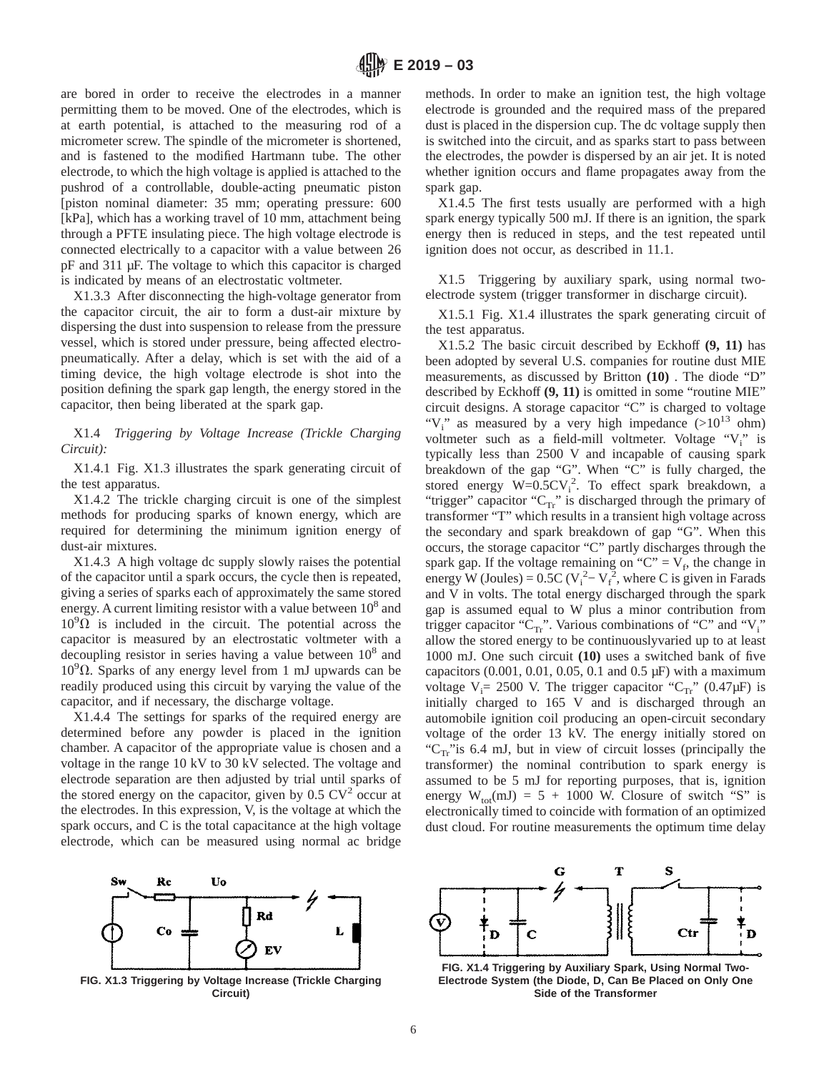are bored in order to receive the electrodes in a manner permitting them to be moved. One of the electrodes, which is at earth potential, is attached to the measuring rod of a micrometer screw. The spindle of the micrometer is shortened, and is fastened to the modified Hartmann tube. The other electrode, to which the high voltage is applied is attached to the pushrod of a controllable, double-acting pneumatic piston [piston nominal diameter: 35 mm; operating pressure: 600 [kPa], which has a working travel of 10 mm, attachment being through a PFTE insulating piece. The high voltage electrode is connected electrically to a capacitor with a value between 26 pF and 311 µF. The voltage to which this capacitor is charged is indicated by means of an electrostatic voltmeter.

X1.3.3 After disconnecting the high-voltage generator from the capacitor circuit, the air to form a dust-air mixture by dispersing the dust into suspension to release from the pressure vessel, which is stored under pressure, being affected electro-pneumatically. After a delay, which is set with the aid of a timing device, the high voltage electrode is shot into the position defining the spark gap length, the energy stored in the capacitor, then being liberated at the spark gap.

X1.4 *Triggering by Voltage Increase (Trickle Charging Circuit):*

X1.4.1 Fig. X1.3 illustrates the spark generating circuit of the test apparatus.

X1.4.2 The trickle charging circuit is one of the simplest methods for producing sparks of known energy, which are required for determining the minimum ignition energy of dust-air mixtures.

X1.4.3 A high voltage dc supply slowly raises the potential of the capacitor until a spark occurs, the cycle then is repeated, giving a series of sparks each of approximately the same stored energy. A current limiting resistor with a value between $10^8$ and $10^9\Omega$ is included in the circuit. The potential across the capacitor is measured by an electrostatic voltmeter with a decoupling resistor in series having a value between $10^8$ and $10^9\Omega$. Sparks of any energy level from 1 mJ upwards can be readily produced using this circuit by varying the value of the capacitor, and if necessary, the discharge voltage.

X1.4.4 The settings for sparks of the required energy are determined before any powder is placed in the ignition chamber. A capacitor of the appropriate value is chosen and a voltage in the range 10 kV to 30 kV selected. The voltage and electrode separation are then adjusted by trial until sparks of the stored energy on the capacitor, given by $0.5\ CV^2$ occur at the electrodes. In this expression, V, is the voltage at which the spark occurs, and C is the total capacitance at the high voltage electrode, which can be measured using normal ac bridge methods. In order to make an ignition test, the high voltage electrode is grounded and the required mass of the prepared dust is placed in the dispersion cup. The dc voltage supply then is switched into the circuit, and as sparks start to pass between the electrodes, the powder is dispersed by an air jet. It is noted whether ignition occurs and flame propagates away from the spark gap.

X1.4.5 The first tests usually are performed with a high spark energy typically 500 mJ. If there is an ignition, the spark energy then is reduced in steps, and the test repeated until ignition does not occur, as described in 11.1.

X1.5 Triggering by auxiliary spark, using normal two-electrode system (trigger transformer in discharge circuit).

X1.5.1 Fig. X1.4 illustrates the spark generating circuit of the test apparatus.

X1.5.2 The basic circuit described by Eckhoff **(9, 11)** has been adopted by several U.S. companies for routine dust MIE measurements, as discussed by Britton **(10)** . The diode "D" described by Eckhoff **(9, 11)** is omitted in some "routine MIE" circuit designs. A storage capacitor "C" is charged to voltage "$V_i$" as measured by a very high impedance ($>10^{13}$ ohm) voltmeter such as a field-mill voltmeter. Voltage "$V_i$" is typically less than 2500 V and incapable of causing spark breakdown of the gap "G". When "C" is fully charged, the stored energy $W=0.5CV_i^2$. To effect spark breakdown, a "trigger" capacitor "$C_{Tr}$" is discharged through the primary of transformer "T" which results in a transient high voltage across the secondary and spark breakdown of gap "G". When this occurs, the storage capacitor "C" partly discharges through the spark gap. If the voltage remaining on "C" = $V_f$, the change in energy W (Joules) = $0.5C\ (V_i^2 - V_f^2$, where C is given in Farads and V in volts. The total energy discharged through the spark gap is assumed equal to W plus a minor contribution from trigger capacitor "$C_{Tr}$". Various combinations of "C" and "$V_i$" allow the stored energy to be continuouslyvaried up to at least 1000 mJ. One such circuit **(10)** uses a switched bank of five capacitors (0.001, 0.01, 0.05, 0.1 and 0.5 µF) with a maximum voltage $V_i$= 2500 V. The trigger capacitor "$C_{Tr}$" (0.47µF) is initially charged to 165 V and is discharged through an automobile ignition coil producing an open-circuit secondary voltage of the order 13 kV. The energy initially stored on "$C_{Tr}$"is 6.4 mJ, but in view of circuit losses (principally the transformer) the nominal contribution to spark energy is assumed to be 5 mJ for reporting purposes, that is, ignition energy $W_{tot}$(mJ) = 5 + 1000 W. Closure of switch "S" is electronically timed to coincide with formation of an optimized dust cloud. For routine measurements the optimum time delay

FIG. X1.3 Triggering by Voltage Increase (Trickle Charging Circuit)

FIG. X1.4 Triggering by Auxiliary Spark, Using Normal Two-Electrode System (the Diode, D, Can Be Placed on Only One Side of the Transformer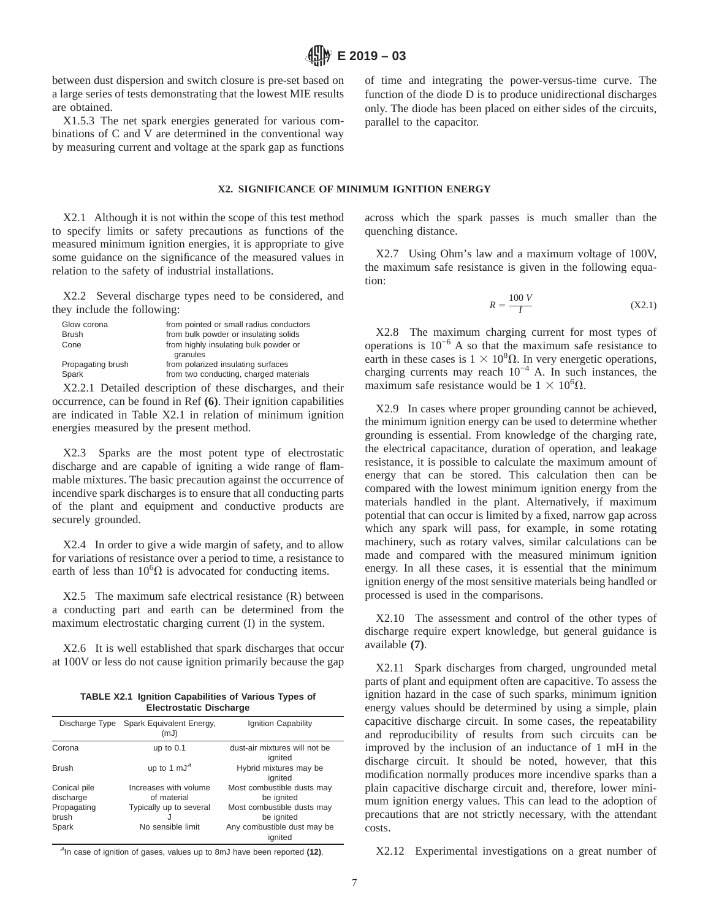between dust dispersion and switch closure is pre-set based on a large series of tests demonstrating that the lowest MIE results are obtained.

X1.5.3 The net spark energies generated for various combinations of C and V are determined in the conventional way by measuring current and voltage at the spark gap as functions of time and integrating the power-versus-time curve. The function of the diode D is to produce unidirectional discharges only. The diode has been placed on either sides of the circuits, parallel to the capacitor.

## X2. SIGNIFICANCE OF MINIMUM IGNITION ENERGY

X2.1 Although it is not within the scope of this test method to specify limits or safety precautions as functions of the measured minimum ignition energies, it is appropriate to give some guidance on the significance of the measured values in relation to the safety of industrial installations.

X2.2 Several discharge types need to be considered, and they include the following:

| | |
|---|---|
| Glow corona | from pointed or small radius conductors |
| Brush | from bulk powder or insulating solids |
| Cone | from highly insulating bulk powder or granules |
| Propagating brush | from polarized insulating surfaces |
| Spark | from two conducting, charged materials |

X2.2.1 Detailed description of these discharges, and their occurrence, can be found in Ref **(6)**. Their ignition capabilities are indicated in Table X2.1 in relation of minimum ignition energies measured by the present method.

X2.3 Sparks are the most potent type of electrostatic discharge and are capable of igniting a wide range of flammable mixtures. The basic precaution against the occurrence of incendive spark discharges is to ensure that all conducting parts of the plant and equipment and conductive products are securely grounded.

X2.4 In order to give a wide margin of safety, and to allow for variations of resistance over a period to time, a resistance to earth of less than $10^6\Omega$ is advocated for conducting items.

X2.5 The maximum safe electrical resistance (R) between a conducting part and earth can be determined from the maximum electrostatic charging current (I) in the system.

X2.6 It is well established that spark discharges that occur at 100V or less do not cause ignition primarily because the gap across which the spark passes is much smaller than the quenching distance.

**TABLE X2.1 Ignition Capabilities of Various Types of Electrostatic Discharge**

| Discharge Type | Spark Equivalent Energy, (mJ) | Ignition Capability |
|---|---|---|
| Corona | up to 0.1 | dust-air mixtures will not be ignited |
| Brush | up to 1 mJ[A] | Hybrid mixtures may be ignited |
| Conical pile discharge | Increases with volume of material | Most combustible dusts may be ignited |
| Propagating brush | Typically up to several J | Most combustible dusts may be ignited |
| Spark | No sensible limit | Any combustible dust may be ignited |

[A]In case of ignition of gases, values up to 8mJ have been reported **(12)**.

X2.7 Using Ohm's law and a maximum voltage of 100V, the maximum safe resistance is given in the following equation:

$$R = \frac{100\ V}{I} \tag{X2.1}$$

X2.8 The maximum charging current for most types of operations is $10^{-6}$ A so that the maximum safe resistance to earth in these cases is $1 \times 10^8\Omega$. In very energetic operations, charging currents may reach $10^{-4}$ A. In such instances, the maximum safe resistance would be $1 \times 10^6\Omega$.

X2.9 In cases where proper grounding cannot be achieved, the minimum ignition energy can be used to determine whether grounding is essential. From knowledge of the charging rate, the electrical capacitance, duration of operation, and leakage resistance, it is possible to calculate the maximum amount of energy that can be stored. This calculation then can be compared with the lowest minimum ignition energy from the materials handled in the plant. Alternatively, if maximum potential that can occur is limited by a fixed, narrow gap across which any spark will pass, for example, in some rotating machinery, such as rotary valves, similar calculations can be made and compared with the measured minimum ignition energy. In all these cases, it is essential that the minimum ignition energy of the most sensitive materials being handled or processed is used in the comparisons.

X2.10 The assessment and control of the other types of discharge require expert knowledge, but general guidance is available **(7)**.

X2.11 Spark discharges from charged, ungrounded metal parts of plant and equipment often are capacitive. To assess the ignition hazard in the case of such sparks, minimum ignition energy values should be determined by using a simple, plain capacitive discharge circuit. In some cases, the repeatability and reproducibility of results from such circuits can be improved by the inclusion of an inductance of 1 mH in the discharge circuit. It should be noted, however, that this modification normally produces more incendive sparks than a plain capacitive discharge circuit and, therefore, lower minimum ignition energy values. This can lead to the adoption of precautions that are not strictly necessary, with the attendant costs.

X2.12 Experimental investigations on a great number of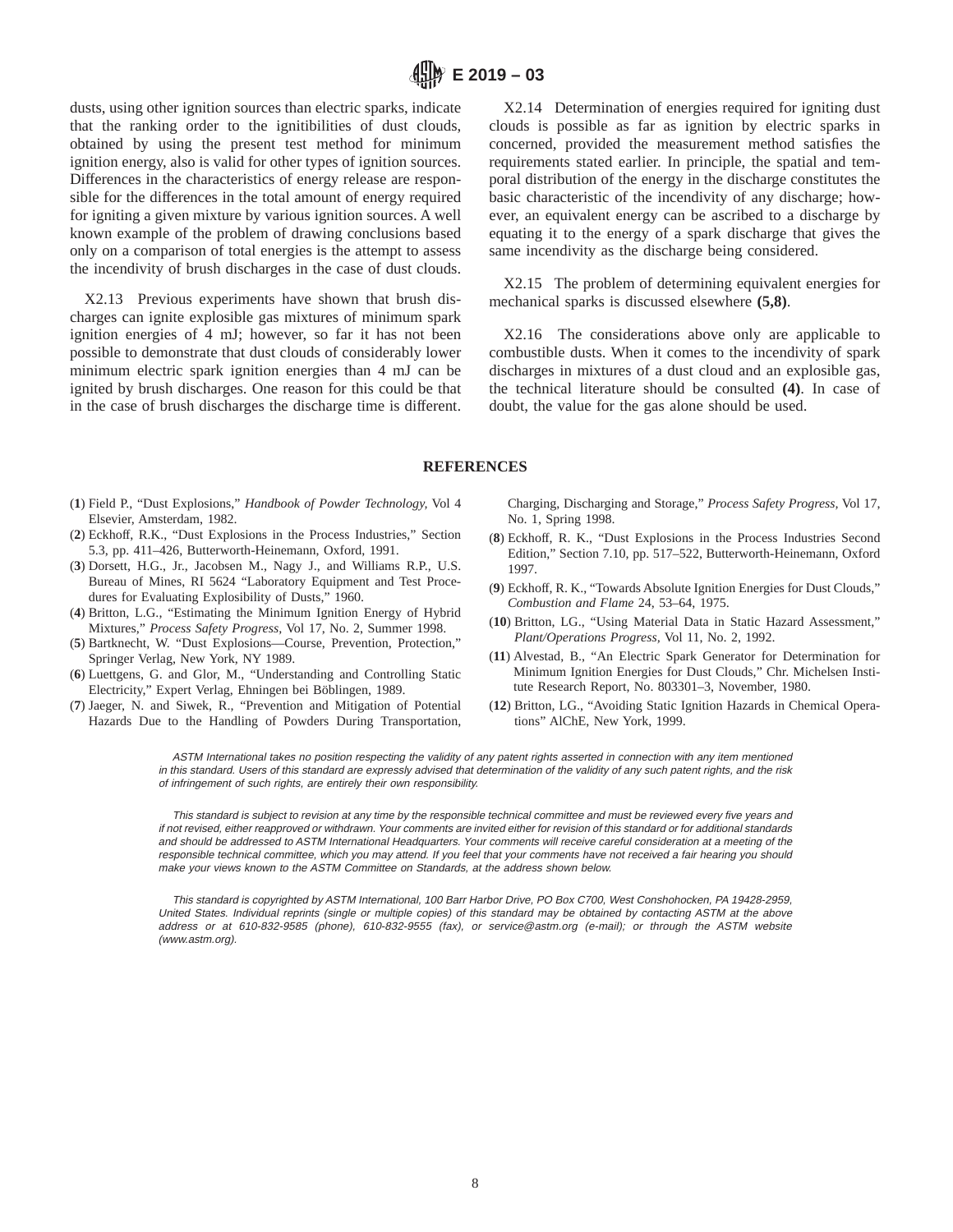dusts, using other ignition sources than electric sparks, indicate that the ranking order to the ignitibilities of dust clouds, obtained by using the present test method for minimum ignition energy, also is valid for other types of ignition sources. Differences in the characteristics of energy release are responsible for the differences in the total amount of energy required for igniting a given mixture by various ignition sources. A well known example of the problem of drawing conclusions based only on a comparison of total energies is the attempt to assess the incendivity of brush discharges in the case of dust clouds.

X2.13 Previous experiments have shown that brush discharges can ignite explosible gas mixtures of minimum spark ignition energies of 4 mJ; however, so far it has not been possible to demonstrate that dust clouds of considerably lower minimum electric spark ignition energies than 4 mJ can be ignited by brush discharges. One reason for this could be that in the case of brush discharges the discharge time is different.

X2.14 Determination of energies required for igniting dust clouds is possible as far as ignition by electric sparks in concerned, provided the measurement method satisfies the requirements stated earlier. In principle, the spatial and temporal distribution of the energy in the discharge constitutes the basic characteristic of the incendivity of any discharge; however, an equivalent energy can be ascribed to a discharge by equating it to the energy of a spark discharge that gives the same incendivity as the discharge being considered.

X2.15 The problem of determining equivalent energies for mechanical sparks is discussed elsewhere **(5,8)**.

X2.16 The considerations above only are applicable to combustible dusts. When it comes to the incendivity of spark discharges in mixtures of a dust cloud and an explosible gas, the technical literature should be consulted **(4)**. In case of doubt, the value for the gas alone should be used.

## REFERENCES

(**1**) Field P., "Dust Explosions," *Handbook of Powder Technology,* Vol 4 Elsevier, Amsterdam, 1982.

(**2**) Eckhoff, R.K., "Dust Explosions in the Process Industries," Section 5.3, pp. 411–426, Butterworth-Heinemann, Oxford, 1991.

(**3**) Dorsett, H.G., Jr., Jacobsen M., Nagy J., and Williams R.P., U.S. Bureau of Mines, RI 5624 "Laboratory Equipment and Test Procedures for Evaluating Explosibility of Dusts," 1960.

(**4**) Britton, L.G., "Estimating the Minimum Ignition Energy of Hybrid Mixtures," *Process Safety Progress,* Vol 17, No. 2, Summer 1998.

(**5**) Bartknecht, W. "Dust Explosions—Course, Prevention, Protection," Springer Verlag, New York, NY 1989.

(**6**) Luettgens, G. and Glor, M., "Understanding and Controlling Static Electricity," Expert Verlag, Ehningen bei Böblingen, 1989.

(**7**) Jaeger, N. and Siwek, R., "Prevention and Mitigation of Potential Hazards Due to the Handling of Powders During Transportation, Charging, Discharging and Storage," *Process Safety Progress,* Vol 17, No. 1, Spring 1998.

(**8**) Eckhoff, R. K., "Dust Explosions in the Process Industries Second Edition," Section 7.10, pp. 517–522, Butterworth-Heinemann, Oxford 1997.

(**9**) Eckhoff, R. K., "Towards Absolute Ignition Energies for Dust Clouds," *Combustion and Flame* 24, 53–64, 1975.

(**10**) Britton, LG., "Using Material Data in Static Hazard Assessment," *Plant/Operations Progress,* Vol 11, No. 2, 1992.

(**11**) Alvestad, B., "An Electric Spark Generator for Determination for Minimum Ignition Energies for Dust Clouds," Chr. Michelsen Institute Research Report, No. 803301–3, November, 1980.

(**12**) Britton, LG., "Avoiding Static Ignition Hazards in Chemical Operations" AlChE, New York, 1999.

*ASTM International takes no position respecting the validity of any patent rights asserted in connection with any item mentioned in this standard. Users of this standard are expressly advised that determination of the validity of any such patent rights, and the risk of infringement of such rights, are entirely their own responsibility.*

*This standard is subject to revision at any time by the responsible technical committee and must be reviewed every five years and if not revised, either reapproved or withdrawn. Your comments are invited either for revision of this standard or for additional standards and should be addressed to ASTM International Headquarters. Your comments will receive careful consideration at a meeting of the responsible technical committee, which you may attend. If you feel that your comments have not received a fair hearing you should make your views known to the ASTM Committee on Standards, at the address shown below.*

*This standard is copyrighted by ASTM International, 100 Barr Harbor Drive, PO Box C700, West Conshohocken, PA 19428-2959, United States. Individual reprints (single or multiple copies) of this standard may be obtained by contacting ASTM at the above address or at 610-832-9585 (phone), 610-832-9555 (fax), or service@astm.org (e-mail); or through the ASTM website (www.astm.org).*